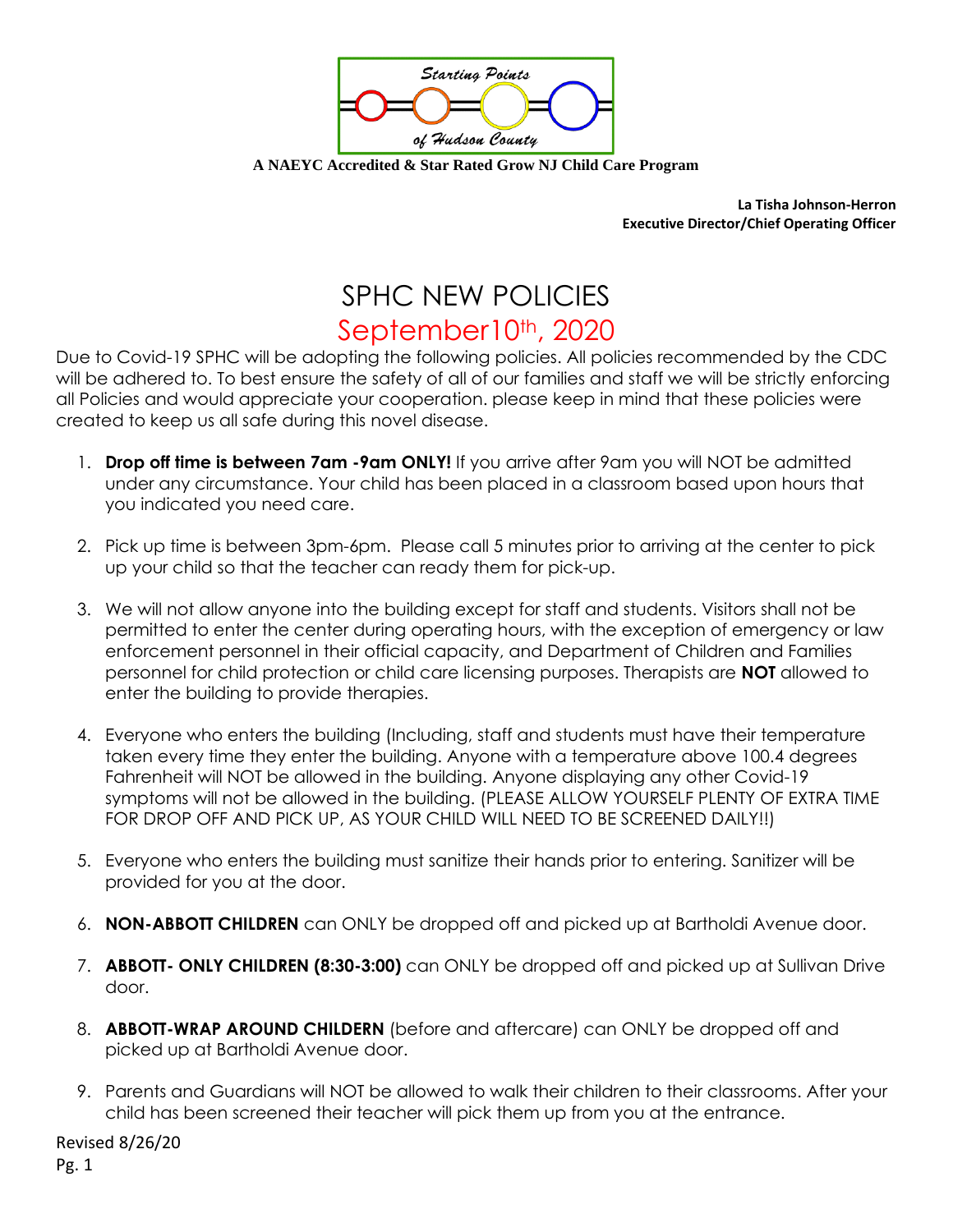Starting Points of Hudson County

**A NAEYC Accredited & Star Rated Grow NJ Child Care Program**

**La Tisha Johnson-Herron**
**Executive Director/Chief Operating Officer**

# SPHC NEW POLICIES

## September10th, 2020

Due to Covid-19 SPHC will be adopting the following policies. All policies recommended by the CDC will be adhered to. To best ensure the safety of all of our families and staff we will be strictly enforcing all Policies and would appreciate your cooperation. please keep in mind that these policies were created to keep us all safe during this novel disease.

1. **Drop off time is between 7am -9am ONLY!** If you arrive after 9am you will NOT be admitted under any circumstance. Your child has been placed in a classroom based upon hours that you indicated you need care.

2. Pick up time is between 3pm-6pm. Please call 5 minutes prior to arriving at the center to pick up your child so that the teacher can ready them for pick-up.

3. We will not allow anyone into the building except for staff and students. Visitors shall not be permitted to enter the center during operating hours, with the exception of emergency or law enforcement personnel in their official capacity, and Department of Children and Families personnel for child protection or child care licensing purposes. Therapists are **NOT** allowed to enter the building to provide therapies.

4. Everyone who enters the building (Including, staff and students must have their temperature taken every time they enter the building. Anyone with a temperature above 100.4 degrees Fahrenheit will NOT be allowed in the building. Anyone displaying any other Covid-19 symptoms will not be allowed in the building. (PLEASE ALLOW YOURSELF PLENTY OF EXTRA TIME FOR DROP OFF AND PICK UP, AS YOUR CHILD WILL NEED TO BE SCREENED DAILY!!)

5. Everyone who enters the building must sanitize their hands prior to entering. Sanitizer will be provided for you at the door.

6. **NON-ABBOTT CHILDREN** can ONLY be dropped off and picked up at Bartholdi Avenue door.

7. **ABBOTT- ONLY CHILDREN (8:30-3:00)** can ONLY be dropped off and picked up at Sullivan Drive door.

8. **ABBOTT-WRAP AROUND CHILDERN** (before and aftercare) can ONLY be dropped off and picked up at Bartholdi Avenue door.

9. Parents and Guardians will NOT be allowed to walk their children to their classrooms. After your child has been screened their teacher will pick them up from you at the entrance.

Revised 8/26/20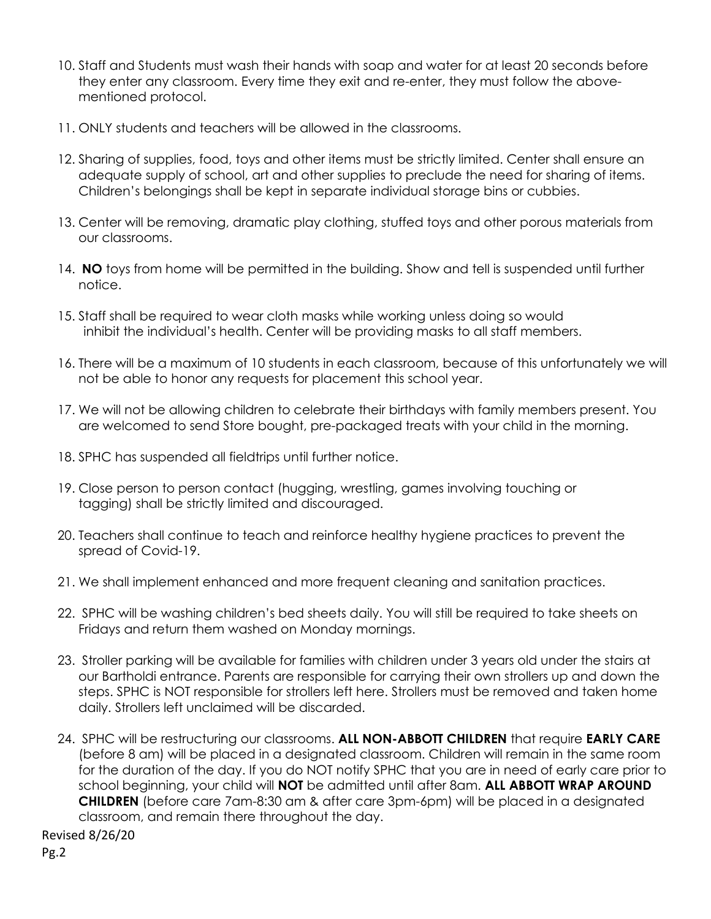10. Staff and Students must wash their hands with soap and water for at least 20 seconds before they enter any classroom. Every time they exit and re-enter, they must follow the above-mentioned protocol.

11. ONLY students and teachers will be allowed in the classrooms.

12. Sharing of supplies, food, toys and other items must be strictly limited. Center shall ensure an adequate supply of school, art and other supplies to preclude the need for sharing of items. Children's belongings shall be kept in separate individual storage bins or cubbies.

13. Center will be removing, dramatic play clothing, stuffed toys and other porous materials from our classrooms.

14. **NO** toys from home will be permitted in the building. Show and tell is suspended until further notice.

15. Staff shall be required to wear cloth masks while working unless doing so would inhibit the individual's health. Center will be providing masks to all staff members.

16. There will be a maximum of 10 students in each classroom, because of this unfortunately we will not be able to honor any requests for placement this school year.

17. We will not be allowing children to celebrate their birthdays with family members present. You are welcomed to send Store bought, pre-packaged treats with your child in the morning.

18. SPHC has suspended all fieldtrips until further notice.

19. Close person to person contact (hugging, wrestling, games involving touching or tagging) shall be strictly limited and discouraged.

20. Teachers shall continue to teach and reinforce healthy hygiene practices to prevent the spread of Covid-19.

21. We shall implement enhanced and more frequent cleaning and sanitation practices.

22. SPHC will be washing children's bed sheets daily. You will still be required to take sheets on Fridays and return them washed on Monday mornings.

23. Stroller parking will be available for families with children under 3 years old under the stairs at our Bartholdi entrance. Parents are responsible for carrying their own strollers up and down the steps. SPHC is NOT responsible for strollers left here. Strollers must be removed and taken home daily. Strollers left unclaimed will be discarded.

24. SPHC will be restructuring our classrooms. **ALL NON-ABBOTT CHILDREN** that require **EARLY CARE** (before 8 am) will be placed in a designated classroom. Children will remain in the same room for the duration of the day. If you do NOT notify SPHC that you are in need of early care prior to school beginning, your child will **NOT** be admitted until after 8am. **ALL ABBOTT WRAP AROUND CHILDREN** (before care 7am-8:30 am & after care 3pm-6pm) will be placed in a designated classroom, and remain there throughout the day.

Revised 8/26/20